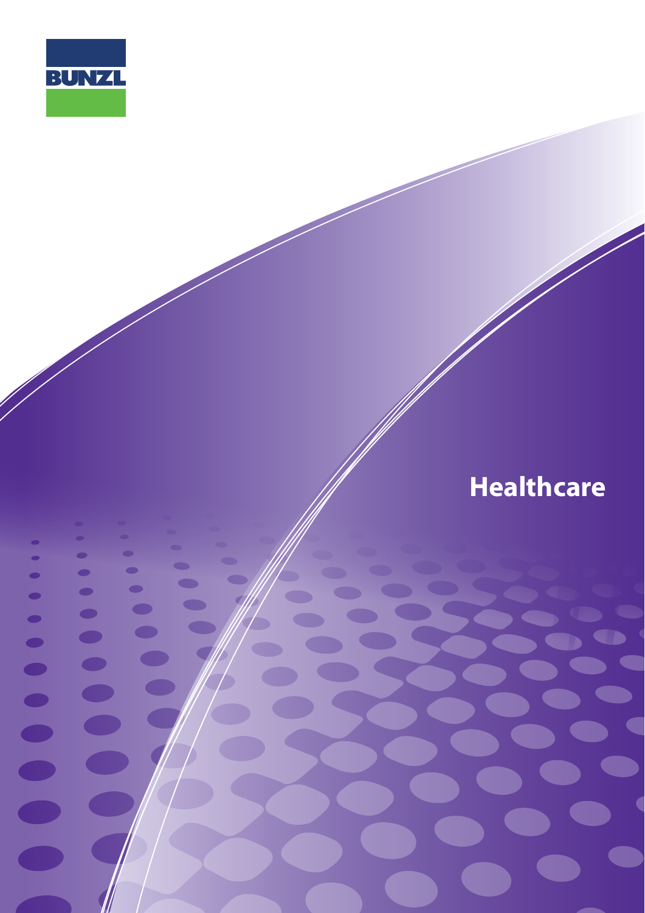BUNZL

# Healthcare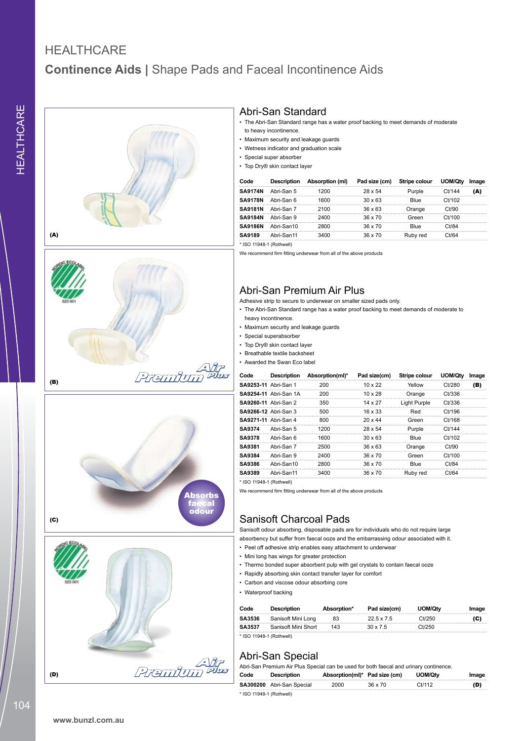# HEALTHCARE

## Continence Aids | Shape Pads and Faecal Incontinence Aids

(A)

(B)

(C)

(D)

### Abri-San Standard

- The Abri-San Standard range has a water proof backing to meet demands of moderate to heavy incontinence.
- Maximum security and leakage guards
- Wetness indicator and graduation scale
- Special super absorber
- Top Dry® skin contact layer

| Code | Description | Absorption (ml) | Pad size (cm) | Stripe colour | UOM/Qty | Image |
|---|---|---|---|---|---|---|
| SA9174N | Abri-San 5 | 1200 | 28 x 54 | Purple | Ct/144 | (A) |
| SA9178N | Abri-San 6 | 1600 | 30 x 63 | Blue | Ct/102 | |
| SA9181N | Abri-San 7 | 2100 | 36 x 63 | Orange | Ct/90 | |
| SA9184N | Abri-San 9 | 2400 | 36 x 70 | Green | Ct/100 | |
| SA9186N | Abri-San10 | 2800 | 36 x 70 | Blue | Ct/84 | |
| SA9189 | Abri-San11 | 3400 | 36 x 70 | Ruby red | Ct/64 | |

* ISO 11948-1 (Rothwell)

We recommend firm fitting underwear from all of the above products

### Abri-San Premium Air Plus

Adhesive strip to secure to underwear on smaller sized pads only.

- The Abri-San Standard range has a water proof backing to meet demands of moderate to heavy incontinence.
- Maximum security and leakage guards
- Special superabsorber
- Top Dry® skin contact layer
- Breathable textile backsheet
- Awarded the Swan Eco label

| Code | Description | Absorption(ml)* | Pad size(cm) | Stripe colour | UOM/Qty | Image |
|---|---|---|---|---|---|---|
| SA9253-11 | Abri-San 1 | 200 | 10 x 22 | Yellow | Ct/280 | (B) |
| SA9254-11 | Abri-San 1A | 200 | 10 x 28 | Orange | Ct/336 | |
| SA9260-11 | Abri-San 2 | 350 | 14 x 27 | Light Purple | Ct/336 | |
| SA9266-12 | Abri-San 3 | 500 | 16 x 33 | Red | Ct/196 | |
| SA9271-11 | Abri-San 4 | 800 | 20 x 44 | Green | Ct/168 | |
| SA9374 | Abri-San 5 | 1200 | 28 x 54 | Purple | Ct/144 | |
| SA9378 | Abri-San 6 | 1600 | 30 x 63 | Blue | Ct/102 | |
| SA9381 | Abri-San 7 | 2500 | 36 x 63 | Orange | Ct/90 | |
| SA9384 | Abri-San 9 | 2400 | 36 x 70 | Green | Ct/100 | |
| SA9386 | Abri-San10 | 2800 | 36 x 70 | Blue | Ct/84 | |
| SA9389 | Abri-San11 | 3400 | 36 x 70 | Ruby red | Ct/64 | |

* ISO 11948-1 (Rothwell)

We recommend firm fitting underwear from all of the above products

### Sanisoft Charcoal Pads

Sanisoft odour absorbing, disposable pads are for individuals who do not require large absorbency but suffer from faecal ooze and the embarrassing odour associated with it.

- Peel off adhesive strip enables easy attachment to underwear
- Mini long has wings for greater protection
- Thermo bonded super absorbent pulp with gel crystals to contain faecal ooze
- Rapidly absorbing skin contact transfer layer for comfort
- Carbon and viscose odour absorbing core
- Waterproof backing

| Code | Description | Absorption* | Pad size(cm) | UOM/Qty | Image |
|---|---|---|---|---|---|
| SA3536 | Sanisoft Mini Long | 83 | 22.5 x 7.5 | Ct/250 | (C) |
| SA3537 | Sanisoft Mini Short | 143 | 30 x 7.5 | Ct/250 | |

* ISO 11948-1 (Rothwell)

### Abri-San Special

Abri-San Premium Air Plus Special can be used for both faecal and urinary continence.

| Code | Description | Absorption(ml)* | Pad size (cm) | UOM/Qty | Image |
|---|---|---|---|---|---|
| SA300200 | Abri-San Special | 2000 | 36 x 70 | Ct/112 | (D) |

* ISO 11948-1 (Rothwell)

www.bunzl.com.au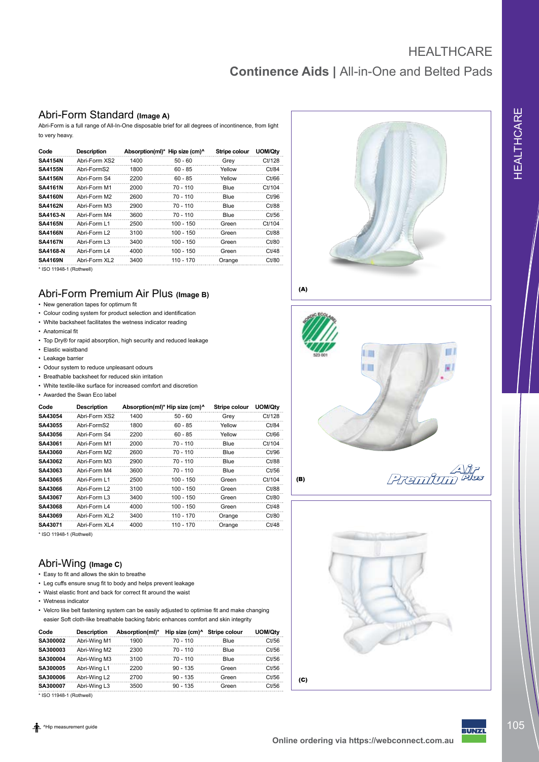# HEALTHCARE

## Continence Aids | All-in-One and Belted Pads

### Abri-Form Standard (Image A)

Abri-Form is a full range of All-In-One disposable brief for all degrees of incontinence, from light to very heavy.

| Code | Description | Absorption(ml)* | Hip size (cm)^ | Stripe colour | UOM/Qty |
|---|---|---|---|---|---|
| **SA4154N** | Abri-Form XS2 | 1400 | 50 - 60 | Grey | Ct/128 |
| **SA4155N** | Abri-FormS2 | 1800 | 60 - 85 | Yellow | Ct/84 |
| **SA4156N** | Abri-Form S4 | 2200 | 60 - 85 | Yellow | Ct/66 |
| **SA4161N** | Abri-Form M1 | 2000 | 70 - 110 | Blue | Ct/104 |
| **SA4160N** | Abri-Form M2 | 2600 | 70 - 110 | Blue | Ct/96 |
| **SA4162N** | Abri-Form M3 | 2900 | 70 - 110 | Blue | Ct/88 |
| **SA4163-N** | Abri-Form M4 | 3600 | 70 - 110 | Blue | Ct/56 |
| **SA4165N** | Abri-Form L1 | 2500 | 100 - 150 | Green | Ct/104 |
| **SA4166N** | Abri-Form L2 | 3100 | 100 - 150 | Green | Ct/88 |
| **SA4167N** | Abri-Form L3 | 3400 | 100 - 150 | Green | Ct/80 |
| **SA4168-N** | Abri-Form L4 | 4000 | 100 - 150 | Green | Ct/48 |
| **SA4169N** | Abri-Form XL2 | 3400 | 110 - 170 | Orange | Ct/80 |

\* ISO 11948-1 (Rothwell)

### Abri-Form Premium Air Plus (Image B)

- New generation tapes for optimum fit
- Colour coding system for product selection and identification
- White backsheet facilitates the wetness indicator reading
- Anatomical fit
- Top Dry® for rapid absorption, high security and reduced leakage
- Elastic waistband
- Leakage barrier
- Odour system to reduce unpleasant odours
- Breathable backsheet for reduced skin irritation
- White textile-like surface for increased comfort and discretion
- Awarded the Swan Eco label

| Code | Description | Absorption(ml)* | Hip size (cm)^ | Stripe colour | UOM/Qty |
|---|---|---|---|---|---|
| **SA43054** | Abri-Form XS2 | 1400 | 50 - 60 | Grey | Ct/128 |
| **SA43055** | Abri-FormS2 | 1800 | 60 - 85 | Yellow | Ct/84 |
| **SA43056** | Abri-Form S4 | 2200 | 60 - 85 | Yellow | Ct/66 |
| **SA43061** | Abri-Form M1 | 2000 | 70 - 110 | Blue | Ct/104 |
| **SA43060** | Abri-Form M2 | 2600 | 70 - 110 | Blue | Ct/96 |
| **SA43062** | Abri-Form M3 | 2900 | 70 - 110 | Blue | Ct/88 |
| **SA43063** | Abri-Form M4 | 3600 | 70 - 110 | Blue | Ct/56 |
| **SA43065** | Abri-Form L1 | 2500 | 100 - 150 | Green | Ct/104 |
| **SA43066** | Abri-Form L2 | 3100 | 100 - 150 | Green | Ct/88 |
| **SA43067** | Abri-Form L3 | 3400 | 100 - 150 | Green | Ct/80 |
| **SA43068** | Abri-Form L4 | 4000 | 100 - 150 | Green | Ct/48 |
| **SA43069** | Abri-Form XL2 | 3400 | 110 - 170 | Orange | Ct/80 |
| **SA43071** | Abri-Form XL4 | 4000 | 110 - 170 | Orange | Ct/48 |

\* ISO 11948-1 (Rothwell)

### Abri-Wing (Image C)

- Easy to fit and allows the skin to breathe
- Leg cuffs ensure snug fit to body and helps prevent leakage
- Waist elastic front and back for correct fit around the waist
- Wetness indicator
- Velcro like belt fastening system can be easily adjusted to optimise fit and make changing easier Soft cloth-like breathable backing fabric enhances comfort and skin integrity

| Code | Description | Absorption(ml)* | Hip size (cm)^ | Stripe colour | UOM/Qty |
|---|---|---|---|---|---|
| **SA300002** | Abri-Wing M1 | 1900 | 70 - 110 | Blue | Ct/56 |
| **SA300003** | Abri-Wing M2 | 2300 | 70 - 110 | Blue | Ct/56 |
| **SA300004** | Abri-Wing M3 | 3100 | 70 - 110 | Blue | Ct/56 |
| **SA300005** | Abri-Wing L1 | 2200 | 90 - 135 | Green | Ct/56 |
| **SA300006** | Abri-Wing L2 | 2700 | 90 - 135 | Green | Ct/56 |
| **SA300007** | Abri-Wing L3 | 3500 | 90 - 135 | Green | Ct/56 |

\* ISO 11948-1 (Rothwell)

(A)

(B)

(C)

^Hip measurement guide

Online ordering via https://webconnect.com.au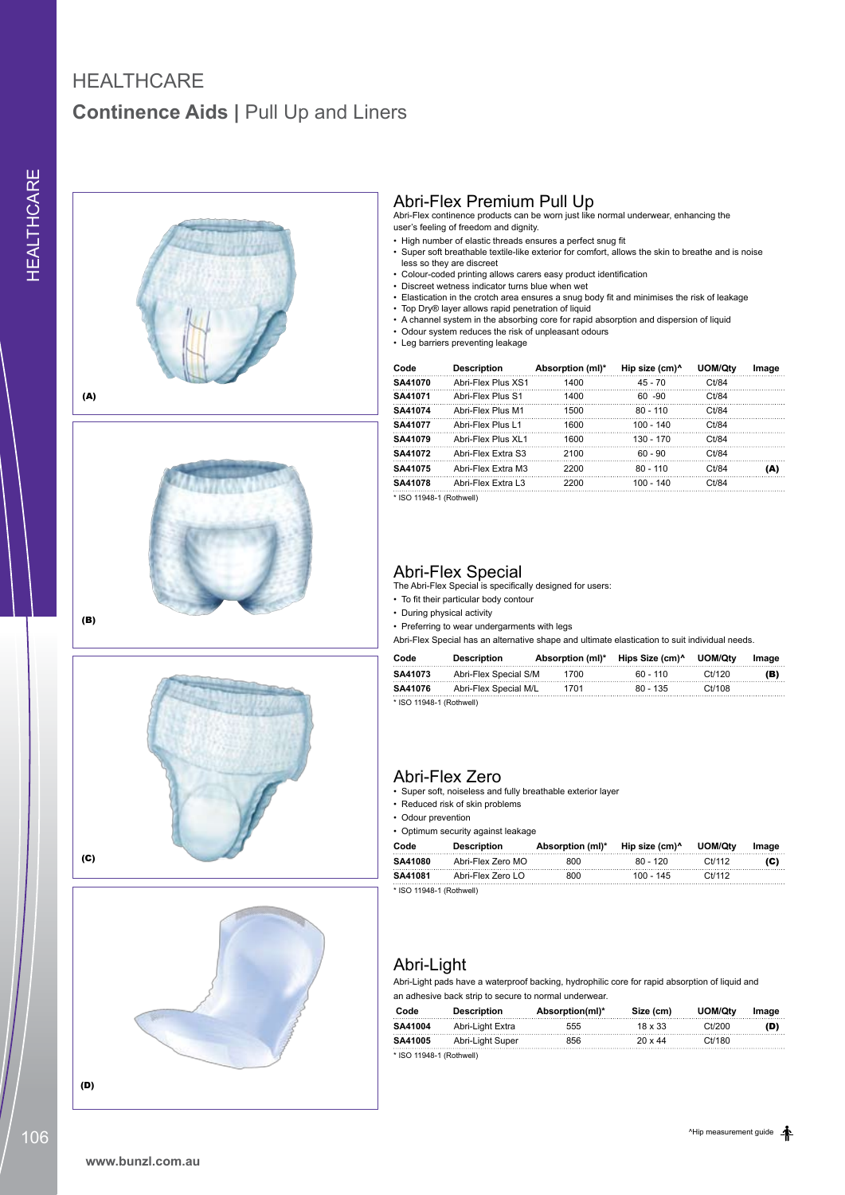# HEALTHCARE

## **Continence Aids |** Pull Up and Liners

(A)

(B)

(C)

(D)

### Abri-Flex Premium Pull Up

Abri-Flex continence products can be worn just like normal underwear, enhancing the user's feeling of freedom and dignity.

- High number of elastic threads ensures a perfect snug fit
- Super soft breathable textile-like exterior for comfort, allows the skin to breathe and is noise less so they are discreet
- Colour-coded printing allows carers easy product identification
- Discreet wetness indicator turns blue when wet
- Elastication in the crotch area ensures a snug body fit and minimises the risk of leakage
- Top Dry® layer allows rapid penetration of liquid
- A channel system in the absorbing core for rapid absorption and dispersion of liquid
- Odour system reduces the risk of unpleasant odours
- Leg barriers preventing leakage

| Code | Description | Absorption (ml)* | Hip size (cm)^ | UOM/Qty | Image |
|---|---|---|---|---|---|
| **SA41070** | Abri-Flex Plus XS1 | 1400 | 45 - 70 | Ct/84 | |
| **SA41071** | Abri-Flex Plus S1 | 1400 | 60 -90 | Ct/84 | |
| **SA41074** | Abri-Flex Plus M1 | 1500 | 80 - 110 | Ct/84 | |
| **SA41077** | Abri-Flex Plus L1 | 1600 | 100 - 140 | Ct/84 | |
| **SA41079** | Abri-Flex Plus XL1 | 1600 | 130 - 170 | Ct/84 | |
| **SA41072** | Abri-Flex Extra S3 | 2100 | 60 - 90 | Ct/84 | |
| **SA41075** | Abri-Flex Extra M3 | 2200 | 80 - 110 | Ct/84 | **(A)** |
| **SA41078** | Abri-Flex Extra L3 | 2200 | 100 - 140 | Ct/84 | |

* ISO 11948-1 (Rothwell)

### Abri-Flex Special

The Abri-Flex Special is specifically designed for users:

- To fit their particular body contour
- During physical activity
- Preferring to wear undergarments with legs

Abri-Flex Special has an alternative shape and ultimate elastication to suit individual needs.

| Code | Description | Absorption (ml)* | Hips Size (cm)^ | UOM/Qty | Image |
|---|---|---|---|---|---|
| **SA41073** | Abri-Flex Special S/M | 1700 | 60 - 110 | Ct/120 | **(B)** |
| **SA41076** | Abri-Flex Special M/L | 1701 | 80 - 135 | Ct/108 | |

* ISO 11948-1 (Rothwell)

### Abri-Flex Zero

- Super soft, noiseless and fully breathable exterior layer
- Reduced risk of skin problems
- Odour prevention
- Optimum security against leakage

| Code | Description | Absorption (ml)* | Hip size (cm)^ | UOM/Qty | Image |
|---|---|---|---|---|---|
| **SA41080** | Abri-Flex Zero MO | 800 | 80 - 120 | Ct/112 | **(C)** |
| **SA41081** | Abri-Flex Zero LO | 800 | 100 - 145 | Ct/112 | |

* ISO 11948-1 (Rothwell)

### Abri-Light

Abri-Light pads have a waterproof backing, hydrophilic core for rapid absorption of liquid and an adhesive back strip to secure to normal underwear.

| Code | Description | Absorption(ml)* | Size (cm) | UOM/Qty | Image |
|---|---|---|---|---|---|
| **SA41004** | Abri-Light Extra | 555 | 18 x 33 | Ct/200 | **(D)** |
| **SA41005** | Abri-Light Super | 856 | 20 x 44 | Ct/180 | |

* ISO 11948-1 (Rothwell)

^Hip measurement guide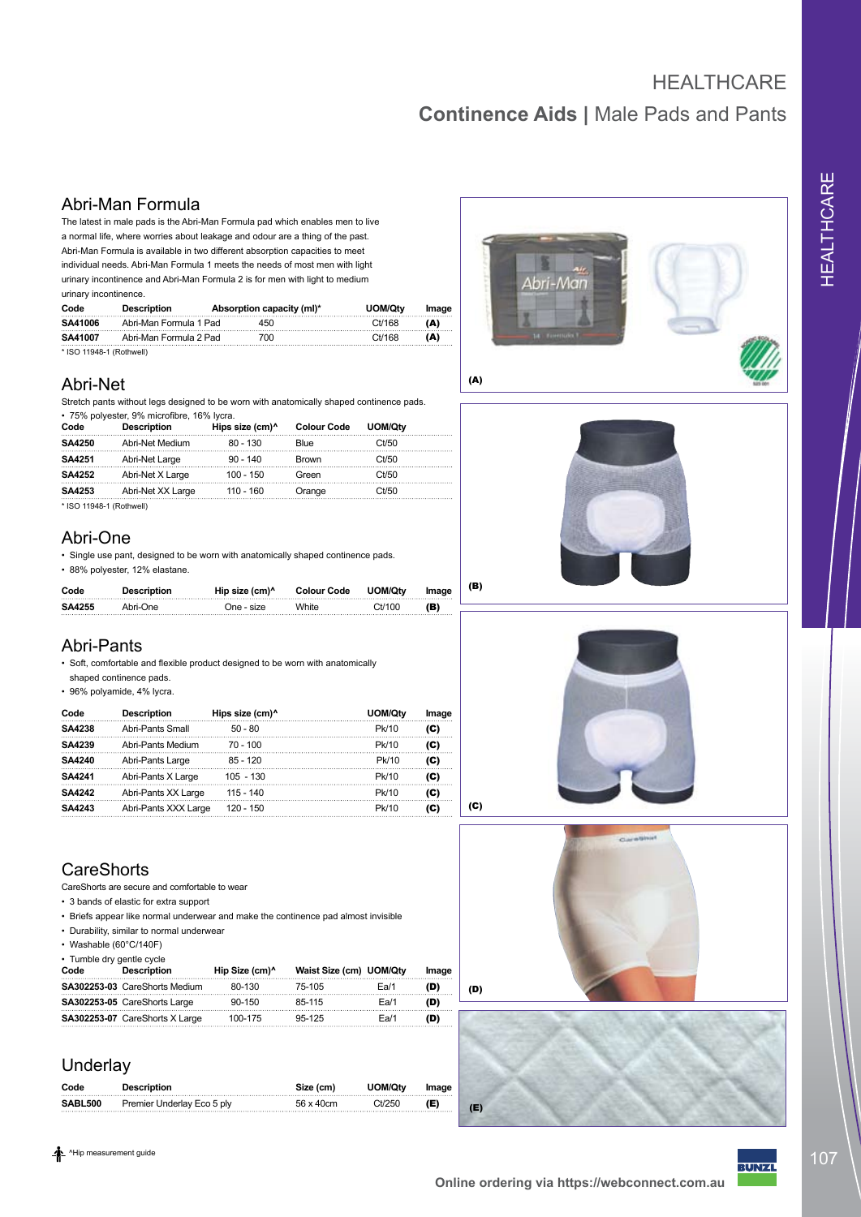# HEALTHCARE

## Continence Aids | Male Pads and Pants

### Abri-Man Formula

The latest in male pads is the Abri-Man Formula pad which enables men to live a normal life, where worries about leakage and odour are a thing of the past. Abri-Man Formula is available in two different absorption capacities to meet individual needs. Abri-Man Formula 1 meets the needs of most men with light urinary incontinence and Abri-Man Formula 2 is for men with light to medium urinary incontinence.

| Code | Description | Absorption capacity (ml)* | UOM/Qty | Image |
|---|---|---|---|---|
| SA41006 | Abri-Man Formula 1 Pad | 450 | Ct/168 | (A) |
| SA41007 | Abri-Man Formula 2 Pad | 700 | Ct/168 | (A) |

\* ISO 11948-1 (Rothwell)

### Abri-Net

Stretch pants without legs designed to be worn with anatomically shaped continence pads.

- 75% polyester, 9% microfibre, 16% lycra.

| Code | Description | Hips size (cm)^ | Colour Code | UOM/Qty |
|---|---|---|---|---|
| SA4250 | Abri-Net Medium | 80 - 130 | Blue | Ct/50 |
| SA4251 | Abri-Net Large | 90 - 140 | Brown | Ct/50 |
| SA4252 | Abri-Net X Large | 100 - 150 | Green | Ct/50 |
| SA4253 | Abri-Net XX Large | 110 - 160 | Orange | Ct/50 |

\* ISO 11948-1 (Rothwell)

### Abri-One

- Single use pant, designed to be worn with anatomically shaped continence pads.
- 88% polyester, 12% elastane.

| Code | Description | Hip size (cm)^ | Colour Code | UOM/Qty | Image |
|---|---|---|---|---|---|
| SA4255 | Abri-One | One - size | White | Ct/100 | (B) |

### Abri-Pants

- Soft, comfortable and flexible product designed to be worn with anatomically shaped continence pads.
- 96% polyamide, 4% lycra.

| Code | Description | Hips size (cm)^ | UOM/Qty | Image |
|---|---|---|---|---|
| SA4238 | Abri-Pants Small | 50 - 80 | Pk/10 | (C) |
| SA4239 | Abri-Pants Medium | 70 - 100 | Pk/10 | (C) |
| SA4240 | Abri-Pants Large | 85 - 120 | Pk/10 | (C) |
| SA4241 | Abri-Pants X Large | 105 - 130 | Pk/10 | (C) |
| SA4242 | Abri-Pants XX Large | 115 - 140 | Pk/10 | (C) |
| SA4243 | Abri-Pants XXX Large | 120 - 150 | Pk/10 | (C) |

### CareShorts

CareShorts are secure and comfortable to wear

- 3 bands of elastic for extra support
- Briefs appear like normal underwear and make the continence pad almost invisible
- Durability, similar to normal underwear
- Washable (60°C/140F)
- Tumble dry gentle cycle

| Code | Description | Hip Size (cm)^ | Waist Size (cm) | UOM/Qty | Image |
|---|---|---|---|---|---|
| SA302253-03 | CareShorts Medium | 80-130 | 75-105 | Ea/1 | (D) |
| SA302253-05 | CareShorts Large | 90-150 | 85-115 | Ea/1 | (D) |
| SA302253-07 | CareShorts X Large | 100-175 | 95-125 | Ea/1 | (D) |

### Underlay

| Code | Description | Size (cm) | UOM/Qty | Image |
|---|---|---|---|---|
| SABL500 | Premier Underlay Eco 5 ply | 56 x 40cm | Ct/250 | (E) |

(A)

(B)

(C)

(D)

(E)

^Hip measurement guide

Online ordering via https://webconnect.com.au